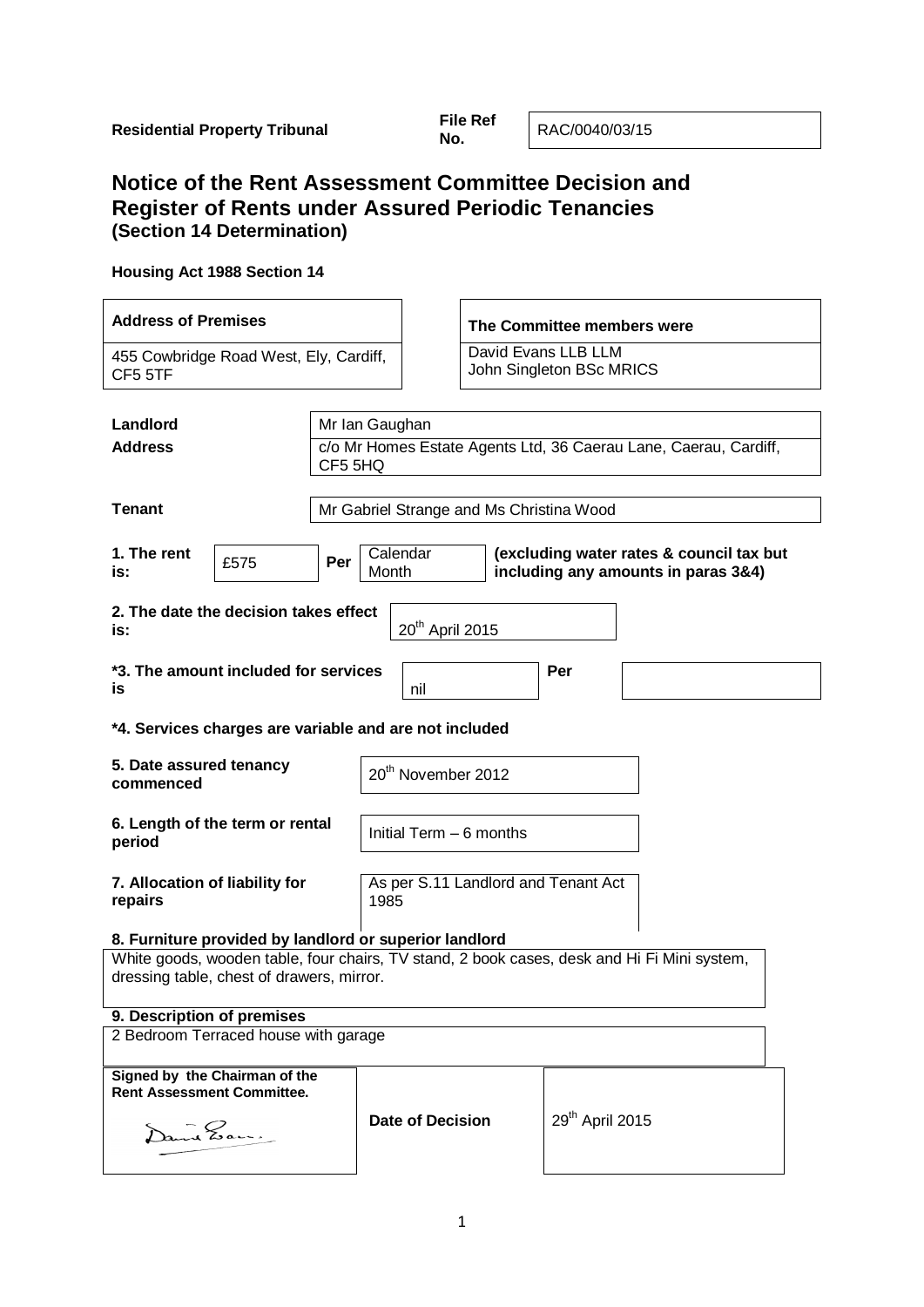**Residential Property Tribunal** **File Ref No.** RAC/0040/03/15

# Notice of the Rent Assessment Committee Decision and Register of Rents under Assured Periodic Tenancies

**(Section 14 Determination)**

**Housing Act 1988 Section 14**

| **Address of Premises** | **The Committee members were** |
|---|---|
| 455 Cowbridge Road West, Ely, Cardiff, CF5 5TF | David Evans LLB LLM<br>John Singleton BSc MRICS |

| | |
|---|---|
| **Landlord** | Mr Ian Gaughan |
| **Address** | c/o Mr Homes Estate Agents Ltd, 36 Caerau Lane, Caerau, Cardiff, CF5 5HQ |
| **Tenant** | Mr Gabriel Strange and Ms Christina Wood |

**1. The rent is:** £575 **Per** Calendar Month **(excluding water rates & council tax but including any amounts in paras 3&4)**

**2. The date the decision takes effect is:** 20th April 2015

**\*3. The amount included for services is** nil **Per**

**\*4. Services charges are variable and are not included**

**5. Date assured tenancy commenced** 20th November 2012

**6. Length of the term or rental period** Initial Term – 6 months

**7. Allocation of liability for repairs** As per S.11 Landlord and Tenant Act 1985

**8. Furniture provided by landlord or superior landlord**

White goods, wooden table, four chairs, TV stand, 2 book cases, desk and Hi Fi Mini system, dressing table, chest of drawers, mirror.

**9. Description of premises**

2 Bedroom Terraced house with garage

| **Signed by the Chairman of the Rent Assessment Committee.** | **Date of Decision** | 29th April 2015 |
|---|---|---|
| David Evans | | |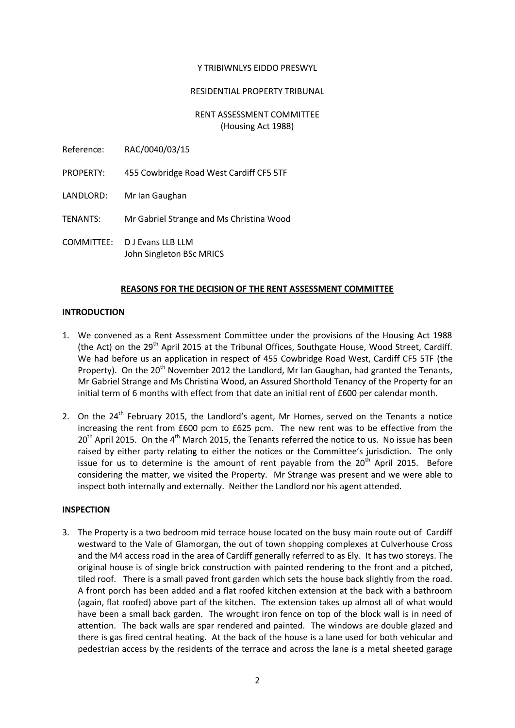Y TRIBIWNLYS EIDDO PRESWYL

RESIDENTIAL PROPERTY TRIBUNAL

RENT ASSESSMENT COMMITTEE
(Housing Act 1988)

Reference: RAC/0040/03/15

PROPERTY: 455 Cowbridge Road West Cardiff CF5 5TF

LANDLORD: Mr Ian Gaughan

TENANTS: Mr Gabriel Strange and Ms Christina Wood

COMMITTEE: D J Evans LLB LLM
John Singleton BSc MRICS

## REASONS FOR THE DECISION OF THE RENT ASSESSMENT COMMITTEE

### INTRODUCTION

1. We convened as a Rent Assessment Committee under the provisions of the Housing Act 1988 (the Act) on the 29th April 2015 at the Tribunal Offices, Southgate House, Wood Street, Cardiff. We had before us an application in respect of 455 Cowbridge Road West, Cardiff CF5 5TF (the Property). On the 20th November 2012 the Landlord, Mr Ian Gaughan, had granted the Tenants, Mr Gabriel Strange and Ms Christina Wood, an Assured Shorthold Tenancy of the Property for an initial term of 6 months with effect from that date an initial rent of £600 per calendar month.

2. On the 24th February 2015, the Landlord's agent, Mr Homes, served on the Tenants a notice increasing the rent from £600 pcm to £625 pcm. The new rent was to be effective from the 20th April 2015. On the 4th March 2015, the Tenants referred the notice to us. No issue has been raised by either party relating to either the notices or the Committee's jurisdiction. The only issue for us to determine is the amount of rent payable from the 20th April 2015. Before considering the matter, we visited the Property. Mr Strange was present and we were able to inspect both internally and externally. Neither the Landlord nor his agent attended.

### INSPECTION

3. The Property is a two bedroom mid terrace house located on the busy main route out of Cardiff westward to the Vale of Glamorgan, the out of town shopping complexes at Culverhouse Cross and the M4 access road in the area of Cardiff generally referred to as Ely. It has two storeys. The original house is of single brick construction with painted rendering to the front and a pitched, tiled roof. There is a small paved front garden which sets the house back slightly from the road. A front porch has been added and a flat roofed kitchen extension at the back with a bathroom (again, flat roofed) above part of the kitchen. The extension takes up almost all of what would have been a small back garden. The wrought iron fence on top of the block wall is in need of attention. The back walls are spar rendered and painted. The windows are double glazed and there is gas fired central heating. At the back of the house is a lane used for both vehicular and pedestrian access by the residents of the terrace and across the lane is a metal sheeted garage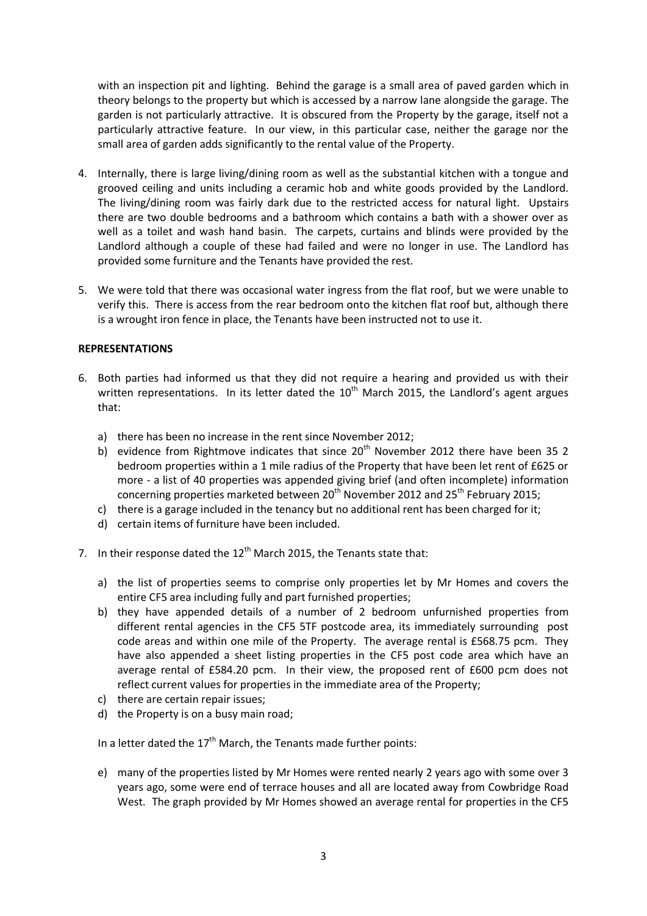with an inspection pit and lighting. Behind the garage is a small area of paved garden which in theory belongs to the property but which is accessed by a narrow lane alongside the garage. The garden is not particularly attractive. It is obscured from the Property by the garage, itself not a particularly attractive feature. In our view, in this particular case, neither the garage nor the small area of garden adds significantly to the rental value of the Property.

4. Internally, there is large living/dining room as well as the substantial kitchen with a tongue and grooved ceiling and units including a ceramic hob and white goods provided by the Landlord. The living/dining room was fairly dark due to the restricted access for natural light. Upstairs there are two double bedrooms and a bathroom which contains a bath with a shower over as well as a toilet and wash hand basin. The carpets, curtains and blinds were provided by the Landlord although a couple of these had failed and were no longer in use. The Landlord has provided some furniture and the Tenants have provided the rest.

5. We were told that there was occasional water ingress from the flat roof, but we were unable to verify this. There is access from the rear bedroom onto the kitchen flat roof but, although there is a wrought iron fence in place, the Tenants have been instructed not to use it.

**REPRESENTATIONS**

6. Both parties had informed us that they did not require a hearing and provided us with their written representations. In its letter dated the 10th March 2015, the Landlord's agent argues that:

   a) there has been no increase in the rent since November 2012;
   b) evidence from Rightmove indicates that since 20th November 2012 there have been 35 2 bedroom properties within a 1 mile radius of the Property that have been let rent of £625 or more - a list of 40 properties was appended giving brief (and often incomplete) information concerning properties marketed between 20th November 2012 and 25th February 2015;
   c) there is a garage included in the tenancy but no additional rent has been charged for it;
   d) certain items of furniture have been included.

7. In their response dated the 12th March 2015, the Tenants state that:

   a) the list of properties seems to comprise only properties let by Mr Homes and covers the entire CF5 area including fully and part furnished properties;
   b) they have appended details of a number of 2 bedroom unfurnished properties from different rental agencies in the CF5 5TF postcode area, its immediately surrounding post code areas and within one mile of the Property. The average rental is £568.75 pcm. They have also appended a sheet listing properties in the CF5 post code area which have an average rental of £584.20 pcm. In their view, the proposed rent of £600 pcm does not reflect current values for properties in the immediate area of the Property;
   c) there are certain repair issues;
   d) the Property is on a busy main road;

   In a letter dated the 17th March, the Tenants made further points:

   e) many of the properties listed by Mr Homes were rented nearly 2 years ago with some over 3 years ago, some were end of terrace houses and all are located away from Cowbridge Road West. The graph provided by Mr Homes showed an average rental for properties in the CF5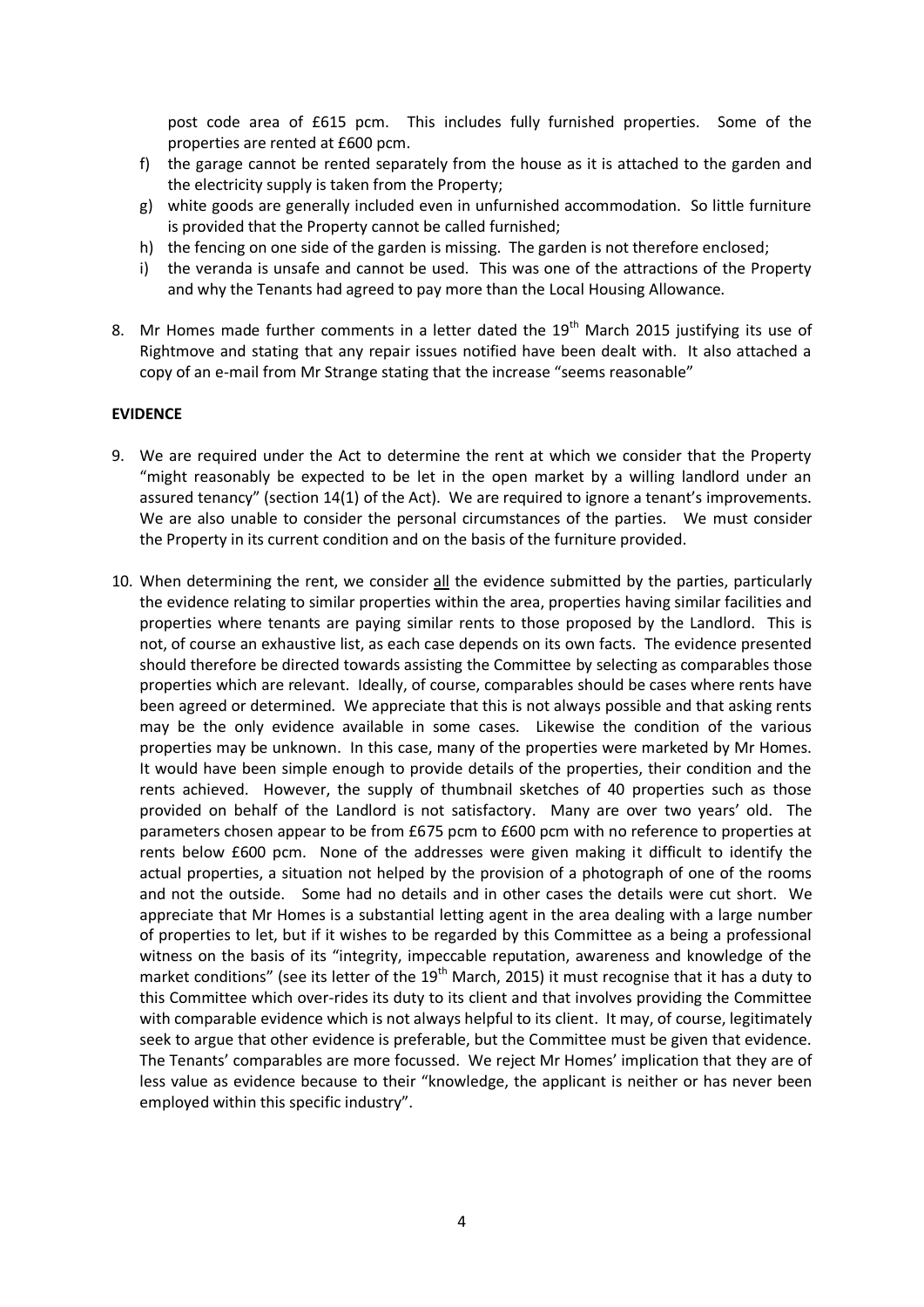post code area of £615 pcm. This includes fully furnished properties. Some of the properties are rented at £600 pcm.

f) the garage cannot be rented separately from the house as it is attached to the garden and the electricity supply is taken from the Property;

g) white goods are generally included even in unfurnished accommodation. So little furniture is provided that the Property cannot be called furnished;

h) the fencing on one side of the garden is missing. The garden is not therefore enclosed;

i) the veranda is unsafe and cannot be used. This was one of the attractions of the Property and why the Tenants had agreed to pay more than the Local Housing Allowance.

8. Mr Homes made further comments in a letter dated the 19th March 2015 justifying its use of Rightmove and stating that any repair issues notified have been dealt with. It also attached a copy of an e-mail from Mr Strange stating that the increase "seems reasonable"

**EVIDENCE**

9. We are required under the Act to determine the rent at which we consider that the Property "might reasonably be expected to be let in the open market by a willing landlord under an assured tenancy" (section 14(1) of the Act). We are required to ignore a tenant's improvements. We are also unable to consider the personal circumstances of the parties. We must consider the Property in its current condition and on the basis of the furniture provided.

10. When determining the rent, we consider all the evidence submitted by the parties, particularly the evidence relating to similar properties within the area, properties having similar facilities and properties where tenants are paying similar rents to those proposed by the Landlord. This is not, of course an exhaustive list, as each case depends on its own facts. The evidence presented should therefore be directed towards assisting the Committee by selecting as comparables those properties which are relevant. Ideally, of course, comparables should be cases where rents have been agreed or determined. We appreciate that this is not always possible and that asking rents may be the only evidence available in some cases. Likewise the condition of the various properties may be unknown. In this case, many of the properties were marketed by Mr Homes. It would have been simple enough to provide details of the properties, their condition and the rents achieved. However, the supply of thumbnail sketches of 40 properties such as those provided on behalf of the Landlord is not satisfactory. Many are over two years' old. The parameters chosen appear to be from £675 pcm to £600 pcm with no reference to properties at rents below £600 pcm. None of the addresses were given making it difficult to identify the actual properties, a situation not helped by the provision of a photograph of one of the rooms and not the outside. Some had no details and in other cases the details were cut short. We appreciate that Mr Homes is a substantial letting agent in the area dealing with a large number of properties to let, but if it wishes to be regarded by this Committee as a being a professional witness on the basis of its "integrity, impeccable reputation, awareness and knowledge of the market conditions" (see its letter of the 19th March, 2015) it must recognise that it has a duty to this Committee which over-rides its duty to its client and that involves providing the Committee with comparable evidence which is not always helpful to its client. It may, of course, legitimately seek to argue that other evidence is preferable, but the Committee must be given that evidence. The Tenants' comparables are more focussed. We reject Mr Homes' implication that they are of less value as evidence because to their "knowledge, the applicant is neither or has never been employed within this specific industry".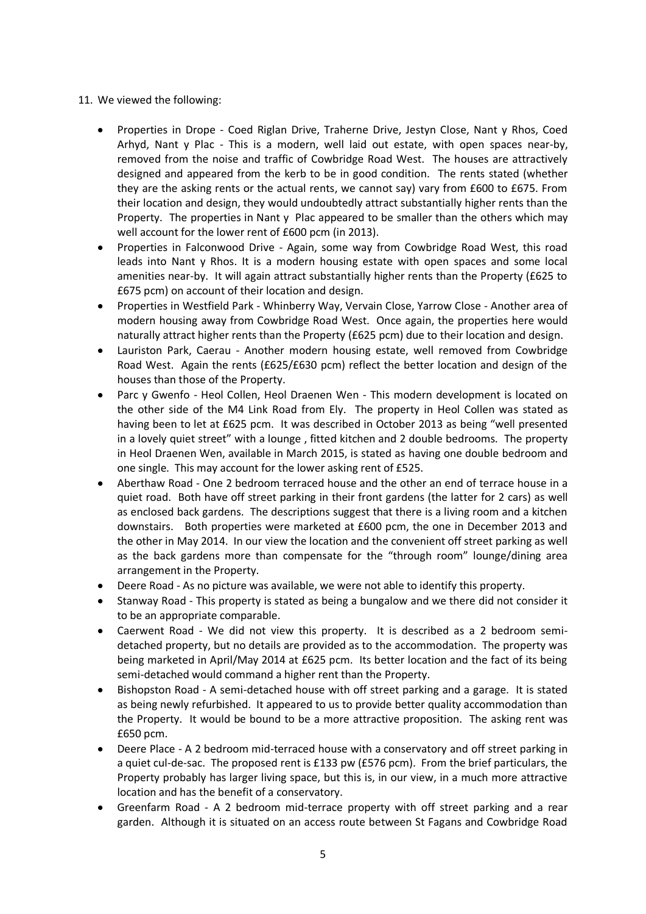11. We viewed the following:

    - Properties in Drope - Coed Riglan Drive, Traherne Drive, Jestyn Close, Nant y Rhos, Coed Arhyd, Nant y Plac - This is a modern, well laid out estate, with open spaces near-by, removed from the noise and traffic of Cowbridge Road West. The houses are attractively designed and appeared from the kerb to be in good condition. The rents stated (whether they are the asking rents or the actual rents, we cannot say) vary from £600 to £675. From their location and design, they would undoubtedly attract substantially higher rents than the Property. The properties in Nant y Plac appeared to be smaller than the others which may well account for the lower rent of £600 pcm (in 2013).
    - Properties in Falconwood Drive - Again, some way from Cowbridge Road West, this road leads into Nant y Rhos. It is a modern housing estate with open spaces and some local amenities near-by. It will again attract substantially higher rents than the Property (£625 to £675 pcm) on account of their location and design.
    - Properties in Westfield Park - Whinberry Way, Vervain Close, Yarrow Close - Another area of modern housing away from Cowbridge Road West. Once again, the properties here would naturally attract higher rents than the Property (£625 pcm) due to their location and design.
    - Lauriston Park, Caerau - Another modern housing estate, well removed from Cowbridge Road West. Again the rents (£625/£630 pcm) reflect the better location and design of the houses than those of the Property.
    - Parc y Gwenfo - Heol Collen, Heol Draenen Wen - This modern development is located on the other side of the M4 Link Road from Ely. The property in Heol Collen was stated as having been to let at £625 pcm. It was described in October 2013 as being "well presented in a lovely quiet street" with a lounge , fitted kitchen and 2 double bedrooms. The property in Heol Draenen Wen, available in March 2015, is stated as having one double bedroom and one single. This may account for the lower asking rent of £525.
    - Aberthaw Road - One 2 bedroom terraced house and the other an end of terrace house in a quiet road. Both have off street parking in their front gardens (the latter for 2 cars) as well as enclosed back gardens. The descriptions suggest that there is a living room and a kitchen downstairs. Both properties were marketed at £600 pcm, the one in December 2013 and the other in May 2014. In our view the location and the convenient off street parking as well as the back gardens more than compensate for the "through room" lounge/dining area arrangement in the Property.
    - Deere Road - As no picture was available, we were not able to identify this property.
    - Stanway Road - This property is stated as being a bungalow and we there did not consider it to be an appropriate comparable.
    - Caerwent Road - We did not view this property. It is described as a 2 bedroom semi-detached property, but no details are provided as to the accommodation. The property was being marketed in April/May 2014 at £625 pcm. Its better location and the fact of its being semi-detached would command a higher rent than the Property.
    - Bishopston Road - A semi-detached house with off street parking and a garage. It is stated as being newly refurbished. It appeared to us to provide better quality accommodation than the Property. It would be bound to be a more attractive proposition. The asking rent was £650 pcm.
    - Deere Place - A 2 bedroom mid-terraced house with a conservatory and off street parking in a quiet cul-de-sac. The proposed rent is £133 pw (£576 pcm). From the brief particulars, the Property probably has larger living space, but this is, in our view, in a much more attractive location and has the benefit of a conservatory.
    - Greenfarm Road - A 2 bedroom mid-terrace property with off street parking and a rear garden. Although it is situated on an access route between St Fagans and Cowbridge Road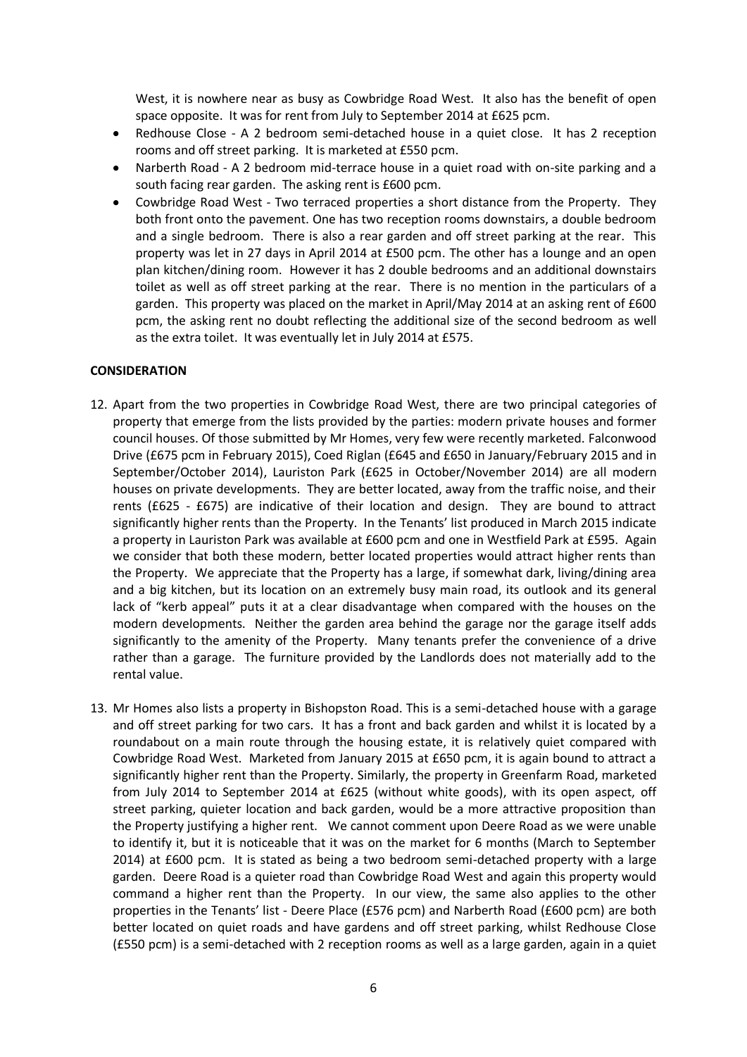West, it is nowhere near as busy as Cowbridge Road West. It also has the benefit of open space opposite. It was for rent from July to September 2014 at £625 pcm.

- Redhouse Close - A 2 bedroom semi-detached house in a quiet close. It has 2 reception rooms and off street parking. It is marketed at £550 pcm.
- Narberth Road - A 2 bedroom mid-terrace house in a quiet road with on-site parking and a south facing rear garden. The asking rent is £600 pcm.
- Cowbridge Road West - Two terraced properties a short distance from the Property. They both front onto the pavement. One has two reception rooms downstairs, a double bedroom and a single bedroom. There is also a rear garden and off street parking at the rear. This property was let in 27 days in April 2014 at £500 pcm. The other has a lounge and an open plan kitchen/dining room. However it has 2 double bedrooms and an additional downstairs toilet as well as off street parking at the rear. There is no mention in the particulars of a garden. This property was placed on the market in April/May 2014 at an asking rent of £600 pcm, the asking rent no doubt reflecting the additional size of the second bedroom as well as the extra toilet. It was eventually let in July 2014 at £575.

**CONSIDERATION**

12. Apart from the two properties in Cowbridge Road West, there are two principal categories of property that emerge from the lists provided by the parties: modern private houses and former council houses. Of those submitted by Mr Homes, very few were recently marketed. Falconwood Drive (£675 pcm in February 2015), Coed Riglan (£645 and £650 in January/February 2015 and in September/October 2014), Lauriston Park (£625 in October/November 2014) are all modern houses on private developments. They are better located, away from the traffic noise, and their rents (£625 - £675) are indicative of their location and design. They are bound to attract significantly higher rents than the Property. In the Tenants' list produced in March 2015 indicate a property in Lauriston Park was available at £600 pcm and one in Westfield Park at £595. Again we consider that both these modern, better located properties would attract higher rents than the Property. We appreciate that the Property has a large, if somewhat dark, living/dining area and a big kitchen, but its location on an extremely busy main road, its outlook and its general lack of "kerb appeal" puts it at a clear disadvantage when compared with the houses on the modern developments. Neither the garden area behind the garage nor the garage itself adds significantly to the amenity of the Property. Many tenants prefer the convenience of a drive rather than a garage. The furniture provided by the Landlords does not materially add to the rental value.

13. Mr Homes also lists a property in Bishopston Road. This is a semi-detached house with a garage and off street parking for two cars. It has a front and back garden and whilst it is located by a roundabout on a main route through the housing estate, it is relatively quiet compared with Cowbridge Road West. Marketed from January 2015 at £650 pcm, it is again bound to attract a significantly higher rent than the Property. Similarly, the property in Greenfarm Road, marketed from July 2014 to September 2014 at £625 (without white goods), with its open aspect, off street parking, quieter location and back garden, would be a more attractive proposition than the Property justifying a higher rent. We cannot comment upon Deere Road as we were unable to identify it, but it is noticeable that it was on the market for 6 months (March to September 2014) at £600 pcm. It is stated as being a two bedroom semi-detached property with a large garden. Deere Road is a quieter road than Cowbridge Road West and again this property would command a higher rent than the Property. In our view, the same also applies to the other properties in the Tenants' list - Deere Place (£576 pcm) and Narberth Road (£600 pcm) are both better located on quiet roads and have gardens and off street parking, whilst Redhouse Close (£550 pcm) is a semi-detached with 2 reception rooms as well as a large garden, again in a quiet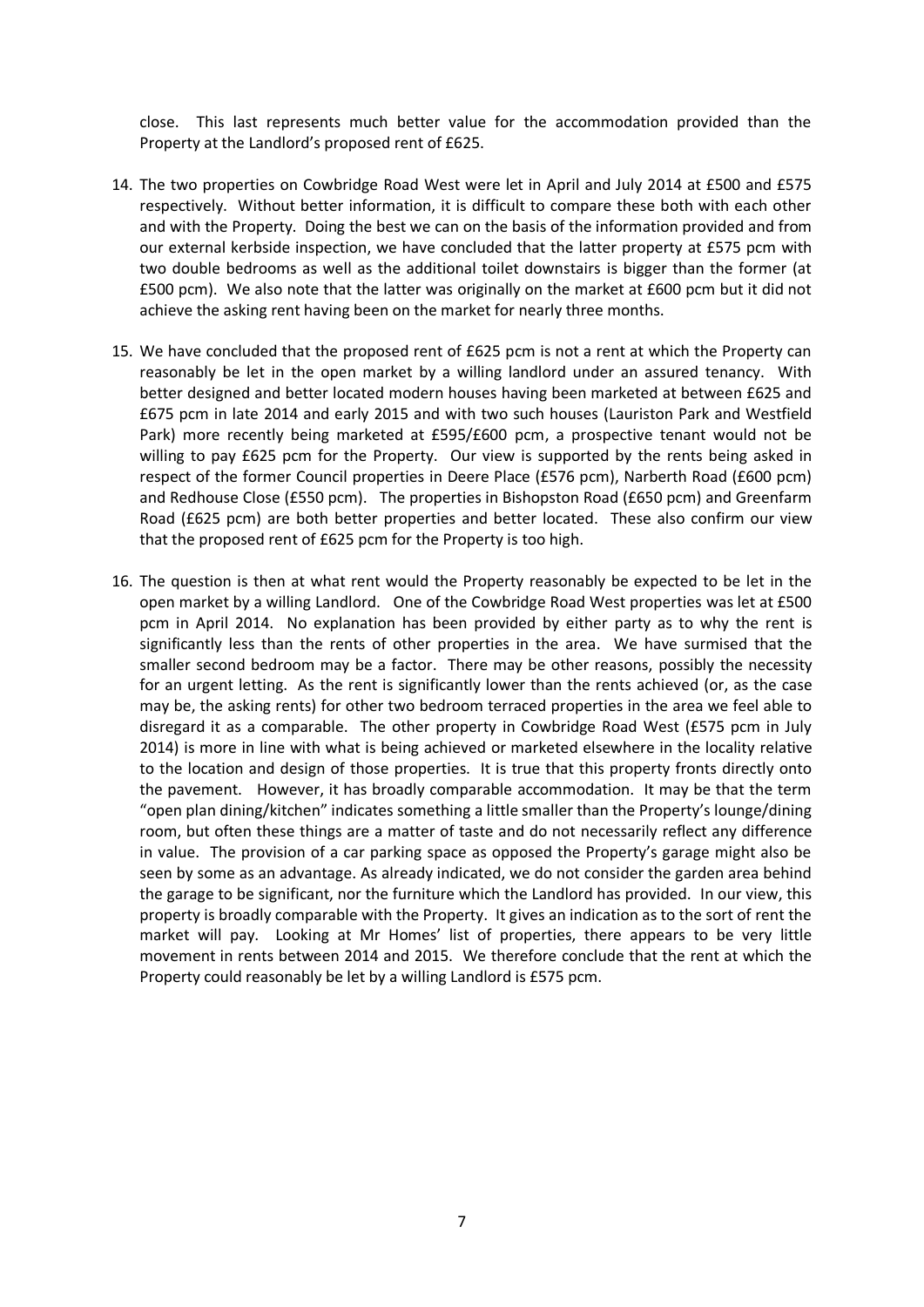close. This last represents much better value for the accommodation provided than the Property at the Landlord's proposed rent of £625.

14. The two properties on Cowbridge Road West were let in April and July 2014 at £500 and £575 respectively. Without better information, it is difficult to compare these both with each other and with the Property. Doing the best we can on the basis of the information provided and from our external kerbside inspection, we have concluded that the latter property at £575 pcm with two double bedrooms as well as the additional toilet downstairs is bigger than the former (at £500 pcm). We also note that the latter was originally on the market at £600 pcm but it did not achieve the asking rent having been on the market for nearly three months.

15. We have concluded that the proposed rent of £625 pcm is not a rent at which the Property can reasonably be let in the open market by a willing landlord under an assured tenancy. With better designed and better located modern houses having been marketed at between £625 and £675 pcm in late 2014 and early 2015 and with two such houses (Lauriston Park and Westfield Park) more recently being marketed at £595/£600 pcm, a prospective tenant would not be willing to pay £625 pcm for the Property. Our view is supported by the rents being asked in respect of the former Council properties in Deere Place (£576 pcm), Narberth Road (£600 pcm) and Redhouse Close (£550 pcm). The properties in Bishopston Road (£650 pcm) and Greenfarm Road (£625 pcm) are both better properties and better located. These also confirm our view that the proposed rent of £625 pcm for the Property is too high.

16. The question is then at what rent would the Property reasonably be expected to be let in the open market by a willing Landlord. One of the Cowbridge Road West properties was let at £500 pcm in April 2014. No explanation has been provided by either party as to why the rent is significantly less than the rents of other properties in the area. We have surmised that the smaller second bedroom may be a factor. There may be other reasons, possibly the necessity for an urgent letting. As the rent is significantly lower than the rents achieved (or, as the case may be, the asking rents) for other two bedroom terraced properties in the area we feel able to disregard it as a comparable. The other property in Cowbridge Road West (£575 pcm in July 2014) is more in line with what is being achieved or marketed elsewhere in the locality relative to the location and design of those properties. It is true that this property fronts directly onto the pavement. However, it has broadly comparable accommodation. It may be that the term "open plan dining/kitchen" indicates something a little smaller than the Property's lounge/dining room, but often these things are a matter of taste and do not necessarily reflect any difference in value. The provision of a car parking space as opposed the Property's garage might also be seen by some as an advantage. As already indicated, we do not consider the garden area behind the garage to be significant, nor the furniture which the Landlord has provided. In our view, this property is broadly comparable with the Property. It gives an indication as to the sort of rent the market will pay. Looking at Mr Homes' list of properties, there appears to be very little movement in rents between 2014 and 2015. We therefore conclude that the rent at which the Property could reasonably be let by a willing Landlord is £575 pcm.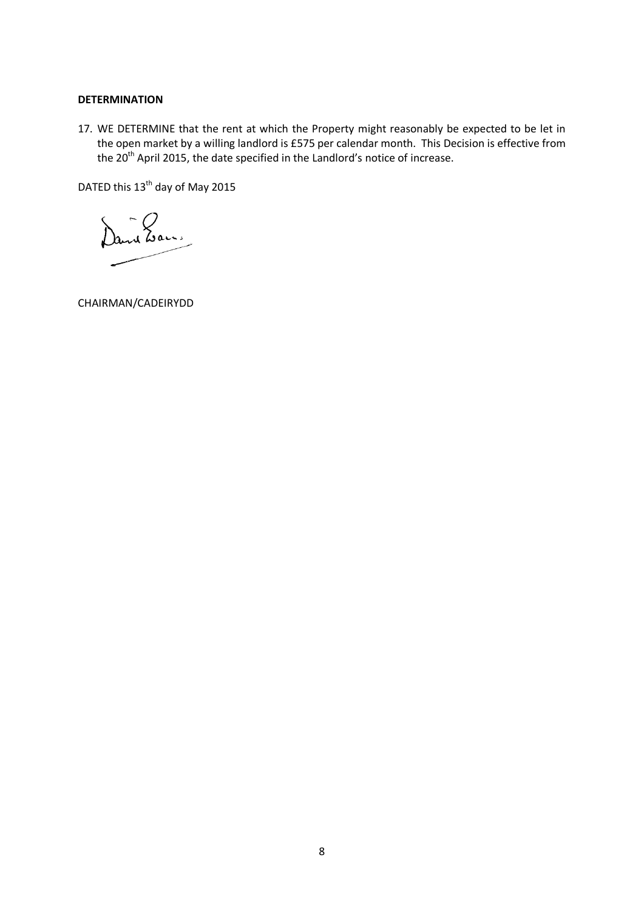**DETERMINATION**

17. WE DETERMINE that the rent at which the Property might reasonably be expected to be let in the open market by a willing landlord is £575 per calendar month. This Decision is effective from the 20th April 2015, the date specified in the Landlord's notice of increase.

DATED this 13th day of May 2015

CHAIRMAN/CADEIRYDD